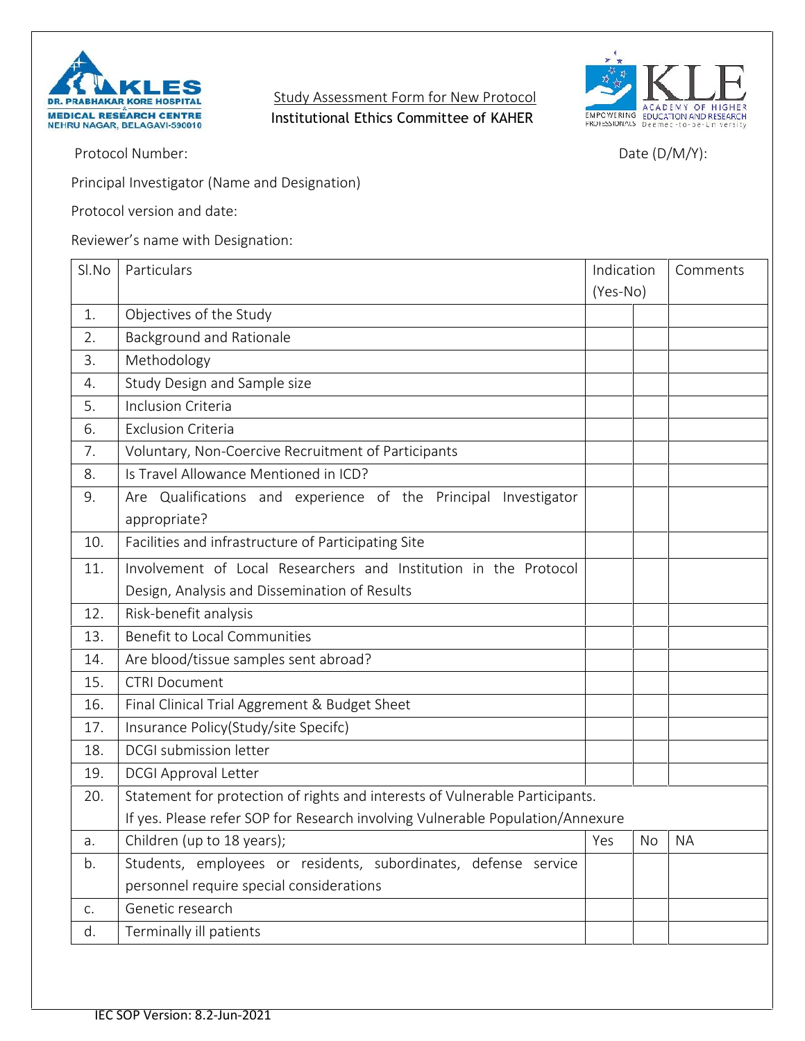DR. PRABHAKAR KORE HOSPITAL & MEDICAL RESEARCH CENTRE NEHRU NAGAR, BELAGAVI-590010

KLE ACADEMY OF HIGHER EDUCATION AND RESEARCH

## Study Assessment Form for New Protocol

## Institutional Ethics Committee of KAHER

Protocol Number: Date (D/M/Y):

Principal Investigator (Name and Designation)

Protocol version and date:

Reviewer's name with Designation:

| Sl.No | Particulars | Indication (Yes-No) | | Comments |
|---|---|---|---|---|
| 1. | Objectives of the Study | | | |
| 2. | Background and Rationale | | | |
| 3. | Methodology | | | |
| 4. | Study Design and Sample size | | | |
| 5. | Inclusion Criteria | | | |
| 6. | Exclusion Criteria | | | |
| 7. | Voluntary, Non-Coercive Recruitment of Participants | | | |
| 8. | Is Travel Allowance Mentioned in ICD? | | | |
| 9. | Are Qualifications and experience of the Principal Investigator appropriate? | | | |
| 10. | Facilities and infrastructure of Participating Site | | | |
| 11. | Involvement of Local Researchers and Institution in the Protocol Design, Analysis and Dissemination of Results | | | |
| 12. | Risk-benefit analysis | | | |
| 13. | Benefit to Local Communities | | | |
| 14. | Are blood/tissue samples sent abroad? | | | |
| 15. | CTRI Document | | | |
| 16. | Final Clinical Trial Aggrement & Budget Sheet | | | |
| 17. | Insurance Policy(Study/site Specifc) | | | |
| 18. | DCGI submission letter | | | |
| 19. | DCGI Approval Letter | | | |
| 20. | Statement for protection of rights and interests of Vulnerable Participants. If yes. Please refer SOP for Research involving Vulnerable Population/Annexure | | | |
| a. | Children (up to 18 years); | Yes | No | NA |
| b. | Students, employees or residents, subordinates, defense service personnel require special considerations | | | |
| c. | Genetic research | | | |
| d. | Terminally ill patients | | | |

IEC SOP Version: 8.2-Jun-2021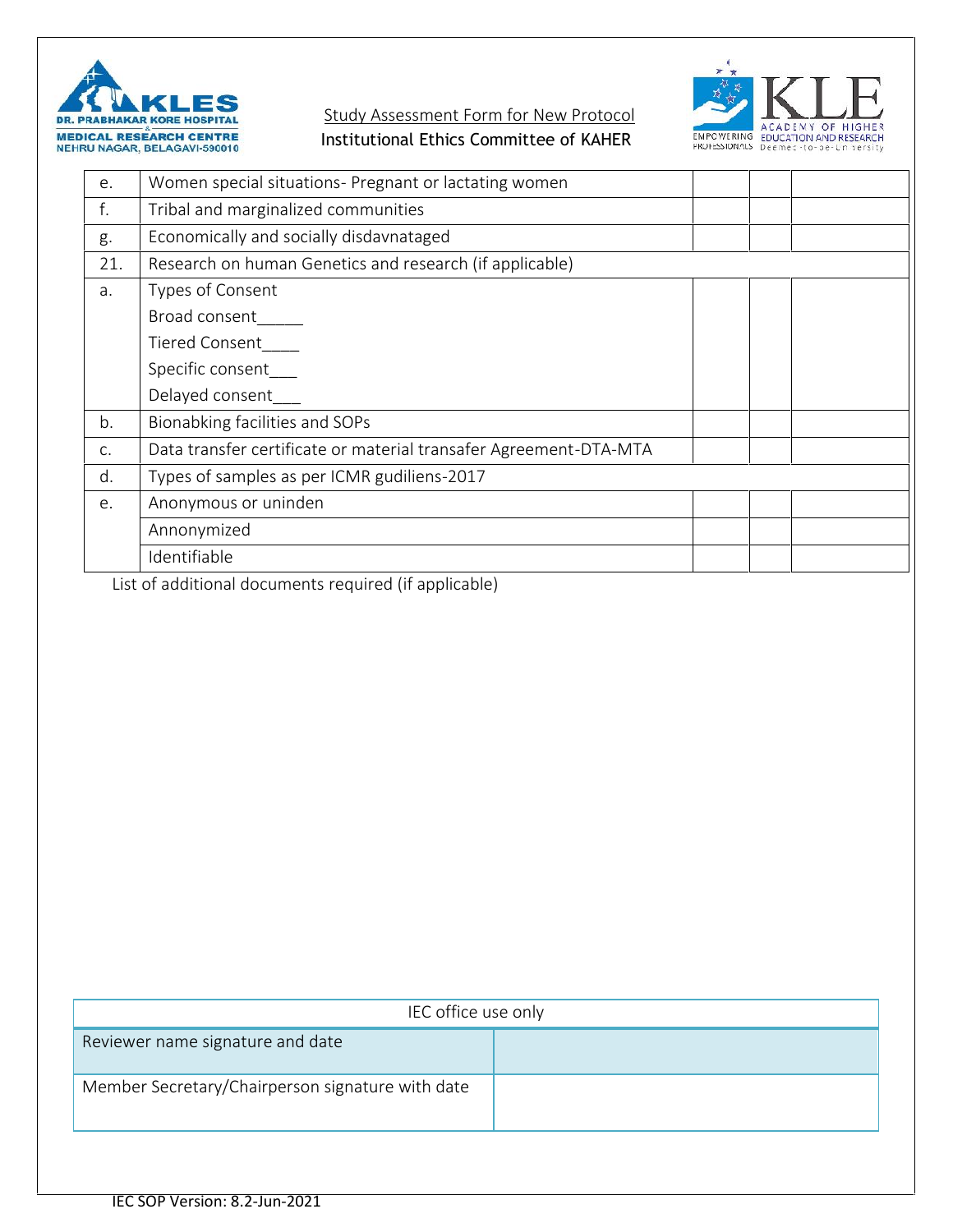Study Assessment Form for New Protocol

Institutional Ethics Committee of KAHER

| | | | | |
|---|---|---|---|---|
| e. | Women special situations- Pregnant or lactating women | | | |
| f. | Tribal and marginalized communities | | | |
| g. | Economically and socially disdavnataged | | | |
| 21. | Research on human Genetics and research (if applicable) | | | |
| a. | Types of Consent<br>Broad consent_____<br>Tiered Consent____<br>Specific consent___<br>Delayed consent___ | | | |
| b. | Bionabking facilities and SOPs | | | |
| c. | Data transfer certificate or material transafer Agreement-DTA-MTA | | | |
| d. | Types of samples as per ICMR gudiliens-2017 | | | |
| e. | Anonymous or uninden | | | |
| | Annonymized | | | |
| | Identifiable | | | |

List of additional documents required (if applicable)

| IEC office use only | |
|---|---|
| Reviewer name signature and date | |
| Member Secretary/Chairperson signature with date | |

IEC SOP Version: 8.2-Jun-2021